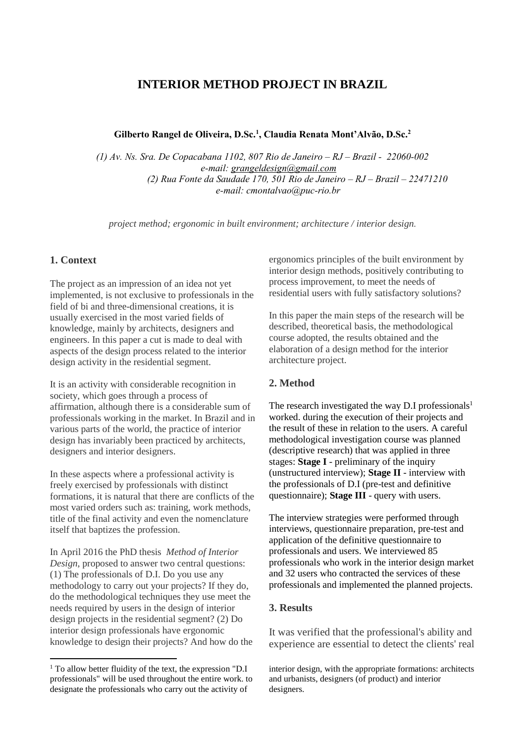# INTERIOR METHOD PROJECT IN BRAZIL

**Gilberto Rangel de Oliveira, D.Sc.[1], Claudia Renata Mont'Alvão, D.Sc.[2]**

*(1) Av. Ns. Sra. De Copacabana 1102, 807 Rio de Janeiro – RJ – Brazil - 22060-002*
*e-mail: grangeldesign@gmail.com*
*(2) Rua Fonte da Saudade 170, 501 Rio de Janeiro – RJ – Brazil – 22471210*
*e-mail: cmontalvao@puc-rio.br*

*project method; ergonomic in built environment; architecture / interior design.*

## 1. Context

The project as an impression of an idea not yet implemented, is not exclusive to professionals in the field of bi and three-dimensional creations, it is usually exercised in the most varied fields of knowledge, mainly by architects, designers and engineers. In this paper a cut is made to deal with aspects of the design process related to the interior design activity in the residential segment.

It is an activity with considerable recognition in society, which goes through a process of affirmation, although there is a considerable sum of professionals working in the market. In Brazil and in various parts of the world, the practice of interior design has invariably been practiced by architects, designers and interior designers.

In these aspects where a professional activity is freely exercised by professionals with distinct formations, it is natural that there are conflicts of the most varied orders such as: training, work methods, title of the final activity and even the nomenclature itself that baptizes the profession.

In April 2016 the PhD thesis *Method of Interior Design*, proposed to answer two central questions: (1) The professionals of D.I. Do you use any methodology to carry out your projects? If they do, do the methodological techniques they use meet the needs required by users in the design of interior design projects in the residential segment? (2) Do interior design professionals have ergonomic knowledge to design their projects? And how do the ergonomics principles of the built environment by interior design methods, positively contributing to process improvement, to meet the needs of residential users with fully satisfactory solutions?

In this paper the main steps of the research will be described, theoretical basis, the methodological course adopted, the results obtained and the elaboration of a design method for the interior architecture project.

## 2. Method

The research investigated the way D.I professionals[1] worked. during the execution of their projects and the result of these in relation to the users. A careful methodological investigation course was planned (descriptive research) that was applied in three stages: **Stage I** - preliminary of the inquiry (unstructured interview); **Stage II** - interview with the professionals of D.I (pre-test and definitive questionnaire); **Stage III** - query with users.

The interview strategies were performed through interviews, questionnaire preparation, pre-test and application of the definitive questionnaire to professionals and users. We interviewed 85 professionals who work in the interior design market and 32 users who contracted the services of these professionals and implemented the planned projects.

## 3. Results

It was verified that the professional's ability and experience are essential to detect the clients' real

[1] To allow better fluidity of the text, the expression "D.I professionals" will be used throughout the entire work. to designate the professionals who carry out the activity of interior design, with the appropriate formations: architects and urbanists, designers (of product) and interior designers.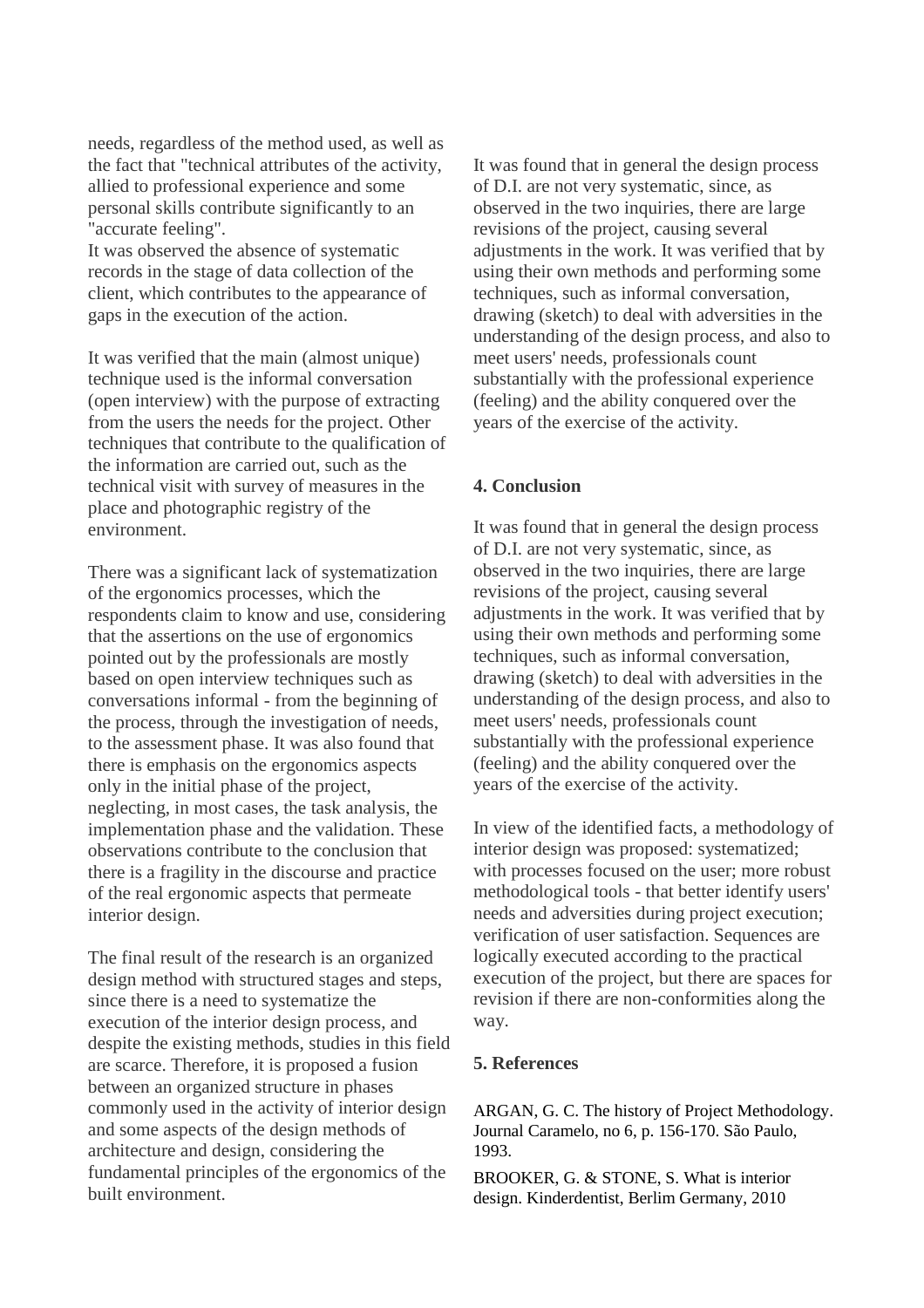needs, regardless of the method used, as well as the fact that "technical attributes of the activity, allied to professional experience and some personal skills contribute significantly to an "accurate feeling".
It was observed the absence of systematic records in the stage of data collection of the client, which contributes to the appearance of gaps in the execution of the action.

It was verified that the main (almost unique) technique used is the informal conversation (open interview) with the purpose of extracting from the users the needs for the project. Other techniques that contribute to the qualification of the information are carried out, such as the technical visit with survey of measures in the place and photographic registry of the environment.

There was a significant lack of systematization of the ergonomics processes, which the respondents claim to know and use, considering that the assertions on the use of ergonomics pointed out by the professionals are mostly based on open interview techniques such as conversations informal - from the beginning of the process, through the investigation of needs, to the assessment phase. It was also found that there is emphasis on the ergonomics aspects only in the initial phase of the project, neglecting, in most cases, the task analysis, the implementation phase and the validation. These observations contribute to the conclusion that there is a fragility in the discourse and practice of the real ergonomic aspects that permeate interior design.

The final result of the research is an organized design method with structured stages and steps, since there is a need to systematize the execution of the interior design process, and despite the existing methods, studies in this field are scarce. Therefore, it is proposed a fusion between an organized structure in phases commonly used in the activity of interior design and some aspects of the design methods of architecture and design, considering the fundamental principles of the ergonomics of the built environment.

It was found that in general the design process of D.I. are not very systematic, since, as observed in the two inquiries, there are large revisions of the project, causing several adjustments in the work. It was verified that by using their own methods and performing some techniques, such as informal conversation, drawing (sketch) to deal with adversities in the understanding of the design process, and also to meet users' needs, professionals count substantially with the professional experience (feeling) and the ability conquered over the years of the exercise of the activity.

## 4. Conclusion

It was found that in general the design process of D.I. are not very systematic, since, as observed in the two inquiries, there are large revisions of the project, causing several adjustments in the work. It was verified that by using their own methods and performing some techniques, such as informal conversation, drawing (sketch) to deal with adversities in the understanding of the design process, and also to meet users' needs, professionals count substantially with the professional experience (feeling) and the ability conquered over the years of the exercise of the activity.

In view of the identified facts, a methodology of interior design was proposed: systematized; with processes focused on the user; more robust methodological tools - that better identify users' needs and adversities during project execution; verification of user satisfaction. Sequences are logically executed according to the practical execution of the project, but there are spaces for revision if there are non-conformities along the way.

## 5. References

ARGAN, G. C. The history of Project Methodology. Journal Caramelo, no 6, p. 156-170. São Paulo, 1993.

BROOKER, G. & STONE, S. What is interior design. Kinderdentist, Berlim Germany, 2010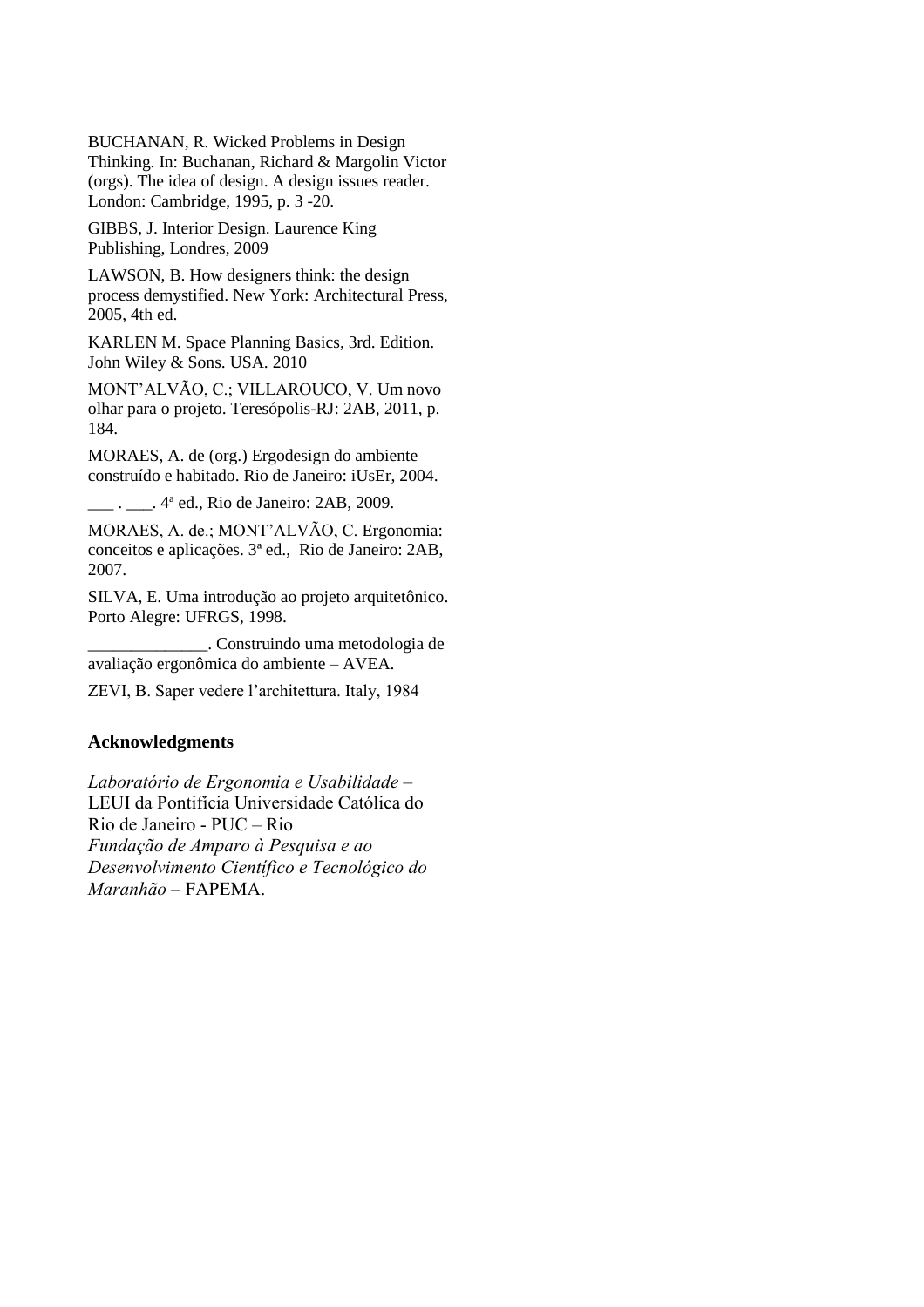BUCHANAN, R. Wicked Problems in Design Thinking. In: Buchanan, Richard & Margolin Victor (orgs). The idea of design. A design issues reader. London: Cambridge, 1995, p. 3 -20.

GIBBS, J. Interior Design. Laurence King Publishing, Londres, 2009

LAWSON, B. How designers think: the design process demystified. New York: Architectural Press, 2005, 4th ed.

KARLEN M. Space Planning Basics, 3rd. Edition. John Wiley & Sons. USA. 2010

MONT'ALVÃO, C.; VILLAROUCO, V. Um novo olhar para o projeto. Teresópolis-RJ: 2AB, 2011, p. 184.

MORAES, A. de (org.) Ergodesign do ambiente construído e habitado. Rio de Janeiro: iUsEr, 2004.

___ . ___. 4ª ed., Rio de Janeiro: 2AB, 2009.

MORAES, A. de.; MONT'ALVÃO, C. Ergonomia: conceitos e aplicações. 3ª ed., Rio de Janeiro: 2AB, 2007.

SILVA, E. Uma introdução ao projeto arquitetônico. Porto Alegre: UFRGS, 1998.

______________. Construindo uma metodologia de avaliação ergonômica do ambiente – AVEA.

ZEVI, B. Saper vedere l'architettura. Italy, 1984

## Acknowledgments

*Laboratório de Ergonomia e Usabilidade* – LEUI da Pontifícia Universidade Católica do Rio de Janeiro - PUC – Rio
*Fundação de Amparo à Pesquisa e ao Desenvolvimento Científico e Tecnológico do Maranhão* – FAPEMA.